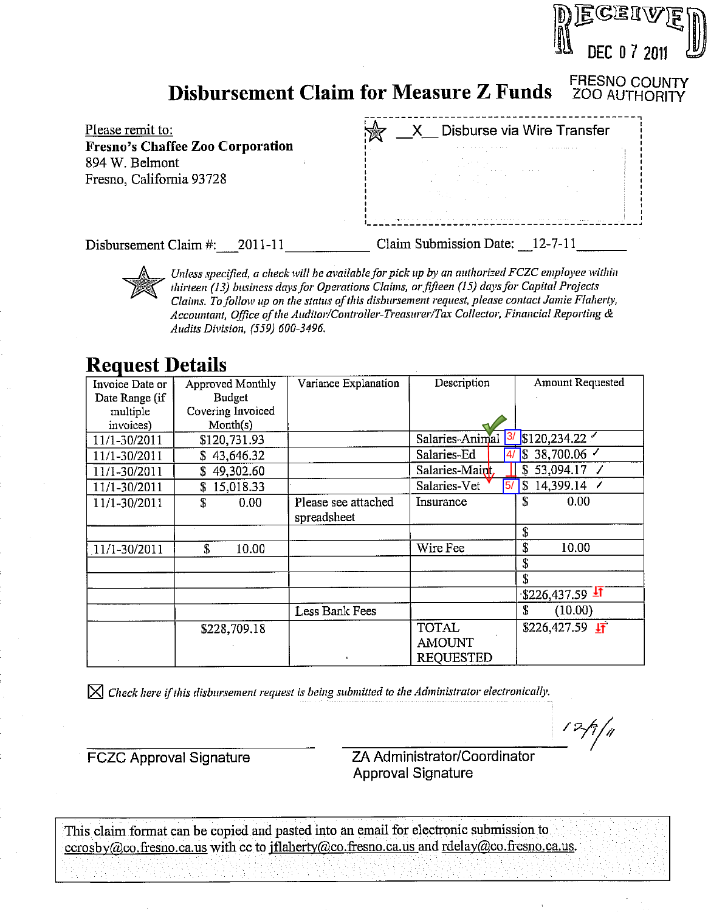RECEIVED
DEC 07 2011

FRESNO COUNTY
ZOO AUTHORITY

# Disbursement Claim for Measure Z Funds

Please remit to:
**Fresno's Chaffee Zoo Corporation**
894 W. Belmont
Fresno, California 93728

__X__ Disburse via Wire Transfer

Disbursement Claim #: 2011-11    Claim Submission Date: 12-7-11

*Unless specified, a check will be available for pick up by an authorized FCZC employee within thirteen (13) business days for Operations Claims, or fifteen (15) days for Capital Projects Claims. To follow up on the status of this disbursement request, please contact Jamie Flaherty, Accountant, Office of the Auditor/Controller-Treasurer/Tax Collector, Financial Reporting & Audits Division, (559) 600-3496.*

## Request Details

| Invoice Date or Date Range (if multiple invoices) | Approved Monthly Budget Covering Invoiced Month(s) | Variance Explanation | Description | Amount Requested |
|---|---|---|---|---|
| 11/1-30/2011 | $120,731.93 | | Salaries-Animal | 3/ $120,234.22 ✓ |
| 11/1-30/2011 | $ 43,646.32 | | Salaries-Ed | 4/ $ 38,700.06 ✓ |
| 11/1-30/2011 | $ 49,302.60 | | Salaries-Maint | $ 53,094.17 ✓ |
| 11/1-30/2011 | $ 15,018.33 | | Salaries-Vet | 5/ $ 14,399.14 ✓ |
| 11/1-30/2011 | $ 0.00 | Please see attached spreadsheet | Insurance | $ 0.00 |
| | | | | $ |
| 11/1-30/2011 | $ 10.00 | | Wire Fee | $ 10.00 |
| | | | | $ |
| | | | | $ |
| | | | | $226,437.59 |
| | | Less Bank Fees | | $ (10.00) |
| | $228,709.18 | | TOTAL AMOUNT REQUESTED | $226,427.59 |

☒ *Check here if this disbursement request is being submitted to the Administrator electronically.*

FCZC Approval Signature

12/7/11
ZA Administrator/Coordinator Approval Signature

This claim format can be copied and pasted into an email for electronic submission to ccrosby@co.fresno.ca.us with cc to jflaherty@co.fresno.ca.us and rdelay@co.fresno.ca.us.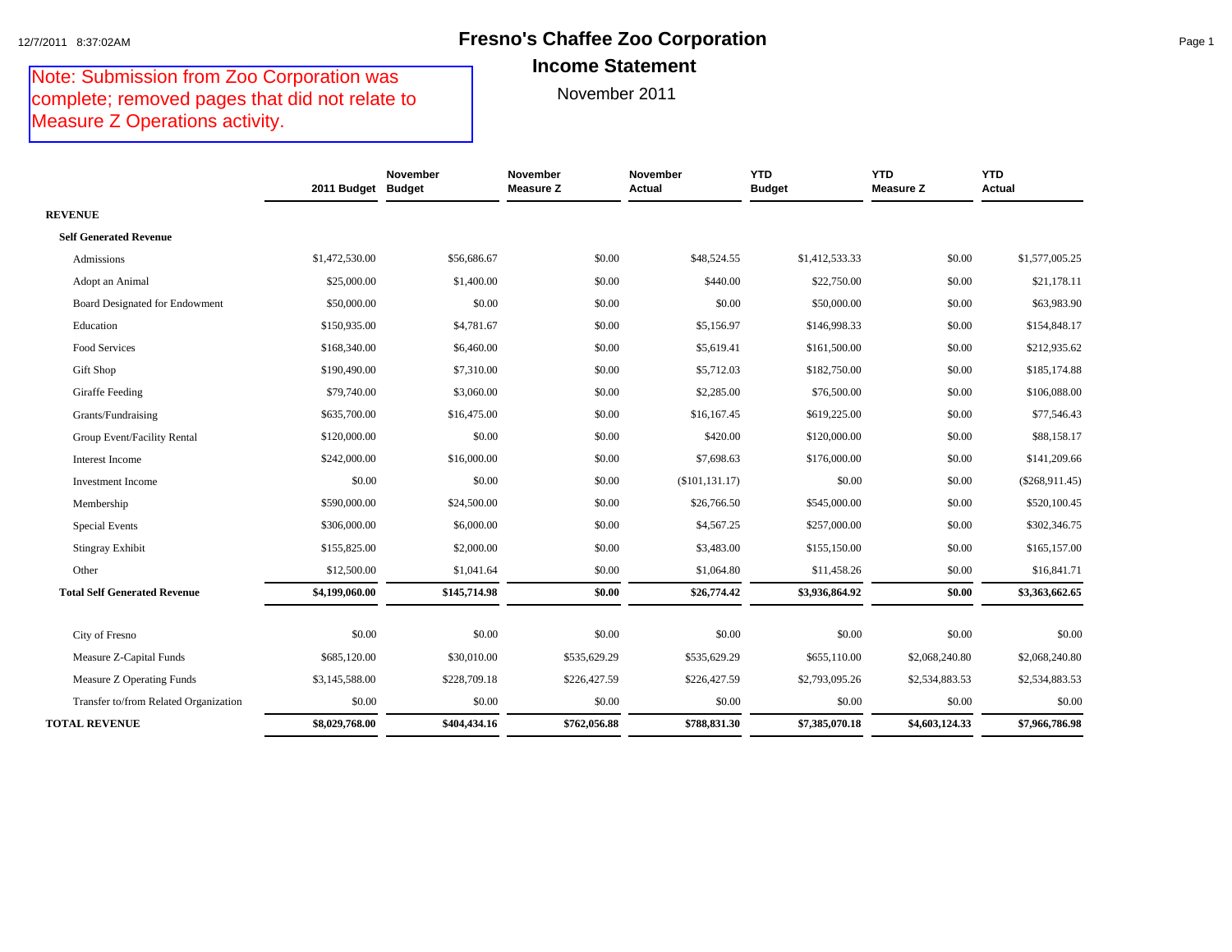12/7/2011 8:37:02AM

# Fresno's Chaffee Zoo Corporation

## Income Statement

November 2011

Note: Submission from Zoo Corporation was complete; removed pages that did not relate to Measure Z Operations activity.

| | 2011 Budget | November Budget | November Measure Z | November Actual | YTD Budget | YTD Measure Z | YTD Actual |
|---|---|---|---|---|---|---|---|
| **REVENUE** | | | | | | | |
| **Self Generated Revenue** | | | | | | | |
| Admissions | $1,472,530.00 | $56,686.67 | $0.00 | $48,524.55 | $1,412,533.33 | $0.00 | $1,577,005.25 |
| Adopt an Animal | $25,000.00 | $1,400.00 | $0.00 | $440.00 | $22,750.00 | $0.00 | $21,178.11 |
| Board Designated for Endowment | $50,000.00 | $0.00 | $0.00 | $0.00 | $50,000.00 | $0.00 | $63,983.90 |
| Education | $150,935.00 | $4,781.67 | $0.00 | $5,156.97 | $146,998.33 | $0.00 | $154,848.17 |
| Food Services | $168,340.00 | $6,460.00 | $0.00 | $5,619.41 | $161,500.00 | $0.00 | $212,935.62 |
| Gift Shop | $190,490.00 | $7,310.00 | $0.00 | $5,712.03 | $182,750.00 | $0.00 | $185,174.88 |
| Giraffe Feeding | $79,740.00 | $3,060.00 | $0.00 | $2,285.00 | $76,500.00 | $0.00 | $106,088.00 |
| Grants/Fundraising | $635,700.00 | $16,475.00 | $0.00 | $16,167.45 | $619,225.00 | $0.00 | $77,546.43 |
| Group Event/Facility Rental | $120,000.00 | $0.00 | $0.00 | $420.00 | $120,000.00 | $0.00 | $88,158.17 |
| Interest Income | $242,000.00 | $16,000.00 | $0.00 | $7,698.63 | $176,000.00 | $0.00 | $141,209.66 |
| Investment Income | $0.00 | $0.00 | $0.00 | ($101,131.17) | $0.00 | $0.00 | ($268,911.45) |
| Membership | $590,000.00 | $24,500.00 | $0.00 | $26,766.50 | $545,000.00 | $0.00 | $520,100.45 |
| Special Events | $306,000.00 | $6,000.00 | $0.00 | $4,567.25 | $257,000.00 | $0.00 | $302,346.75 |
| Stingray Exhibit | $155,825.00 | $2,000.00 | $0.00 | $3,483.00 | $155,150.00 | $0.00 | $165,157.00 |
| Other | $12,500.00 | $1,041.64 | $0.00 | $1,064.80 | $11,458.26 | $0.00 | $16,841.71 |
| **Total Self Generated Revenue** | **$4,199,060.00** | **$145,714.98** | **$0.00** | **$26,774.42** | **$3,936,864.92** | **$0.00** | **$3,363,662.65** |
| City of Fresno | $0.00 | $0.00 | $0.00 | $0.00 | $0.00 | $0.00 | $0.00 |
| Measure Z-Capital Funds | $685,120.00 | $30,010.00 | $535,629.29 | $535,629.29 | $655,110.00 | $2,068,240.80 | $2,068,240.80 |
| Measure Z Operating Funds | $3,145,588.00 | $228,709.18 | $226,427.59 | $226,427.59 | $2,793,095.26 | $2,534,883.53 | $2,534,883.53 |
| Transfer to/from Related Organization | $0.00 | $0.00 | $0.00 | $0.00 | $0.00 | $0.00 | $0.00 |
| **TOTAL REVENUE** | **$8,029,768.00** | **$404,434.16** | **$762,056.88** | **$788,831.30** | **$7,385,070.18** | **$4,603,124.33** | **$7,966,786.98** |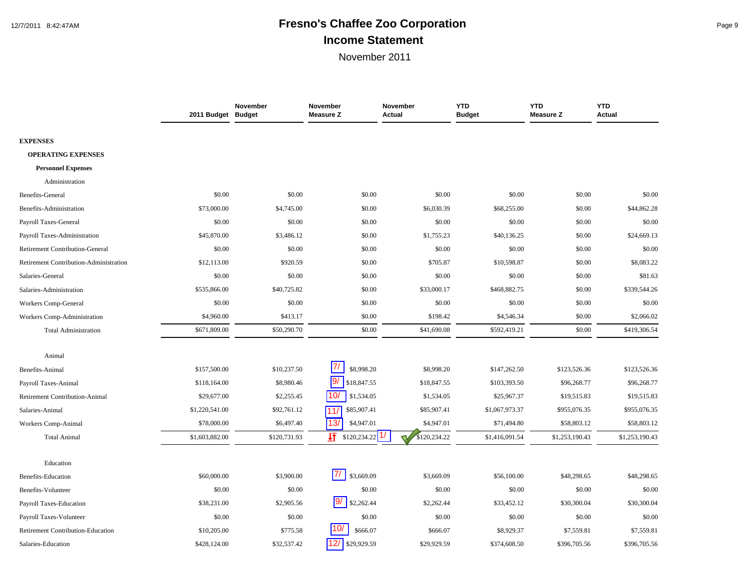# Fresno's Chaffee Zoo Corporation

## Income Statement

November 2011

| | 2011 Budget | November Budget | November Measure Z | November Actual | YTD Budget | YTD Measure Z | YTD Actual |
|---|---|---|---|---|---|---|---|
| **EXPENSES** | | | | | | | |
| **OPERATING EXPENSES** | | | | | | | |
| **Personnel Expenses** | | | | | | | |
| Administration | | | | | | | |
| Benefits-General | $0.00 | $0.00 | $0.00 | $0.00 | $0.00 | $0.00 | $0.00 |
| Benefits-Administration | $73,000.00 | $4,745.00 | $0.00 | $6,030.39 | $68,255.00 | $0.00 | $44,862.28 |
| Payroll Taxes-General | $0.00 | $0.00 | $0.00 | $0.00 | $0.00 | $0.00 | $0.00 |
| Payroll Taxes-Administration | $45,870.00 | $3,486.12 | $0.00 | $1,755.23 | $40,136.25 | $0.00 | $24,669.13 |
| Retirement Contribution-General | $0.00 | $0.00 | $0.00 | $0.00 | $0.00 | $0.00 | $0.00 |
| Retirement Contribution-Administration | $12,113.00 | $920.59 | $0.00 | $705.87 | $10,598.87 | $0.00 | $8,083.22 |
| Salaries-General | $0.00 | $0.00 | $0.00 | $0.00 | $0.00 | $0.00 | $81.63 |
| Salaries-Administration | $535,866.00 | $40,725.82 | $0.00 | $33,000.17 | $468,882.75 | $0.00 | $339,544.26 |
| Workers Comp-General | $0.00 | $0.00 | $0.00 | $0.00 | $0.00 | $0.00 | $0.00 |
| Workers Comp-Administration | $4,960.00 | $413.17 | $0.00 | $198.42 | $4,546.34 | $0.00 | $2,066.02 |
| Total Administration | $671,809.00 | $50,290.70 | $0.00 | $41,690.08 | $592,419.21 | $0.00 | $419,306.54 |
| Animal | | | | | | | |
| Benefits-Animal | $157,500.00 | $10,237.50 | 7/ $8,998.20 | $8,998.20 | $147,262.50 | $123,526.36 | $123,526.36 |
| Payroll Taxes-Animal | $118,164.00 | $8,980.46 | 9/ $18,847.55 | $18,847.55 | $103,393.50 | $96,268.77 | $96,268.77 |
| Retirement Contribution-Animal | $29,677.00 | $2,255.45 | 10/ $1,534.05 | $1,534.05 | $25,967.37 | $19,515.83 | $19,515.83 |
| Salaries-Animal | $1,220,541.00 | $92,761.12 | 11/ $85,907.41 | $85,907.41 | $1,067,973.37 | $955,076.35 | $955,076.35 |
| Workers Comp-Animal | $78,000.00 | $6,497.40 | 13/ $4,947.01 | $4,947.01 | $71,494.80 | $58,803.12 | $58,803.12 |
| Total Animal | $1,603,882.00 | $120,731.93 | $120,234.22 1/ | ✓ $120,234.22 | $1,416,091.54 | $1,253,190.43 | $1,253,190.43 |
| Education | | | | | | | |
| Benefits-Education | $60,000.00 | $3,900.00 | 7/ $3,669.09 | $3,669.09 | $56,100.00 | $48,298.65 | $48,298.65 |
| Benefits-Volunteer | $0.00 | $0.00 | $0.00 | $0.00 | $0.00 | $0.00 | $0.00 |
| Payroll Taxes-Education | $38,231.00 | $2,905.56 | 9/ $2,262.44 | $2,262.44 | $33,452.12 | $30,300.04 | $30,300.04 |
| Payroll Taxes-Volunteer | $0.00 | $0.00 | $0.00 | $0.00 | $0.00 | $0.00 | $0.00 |
| Retirement Contribution-Education | $10,205.00 | $775.58 | 10/ $666.07 | $666.07 | $8,929.37 | $7,559.81 | $7,559.81 |
| Salaries-Education | $428,124.00 | $32,537.42 | 12/ $29,929.59 | $29,929.59 | $374,608.50 | $396,705.56 | $396,705.56 |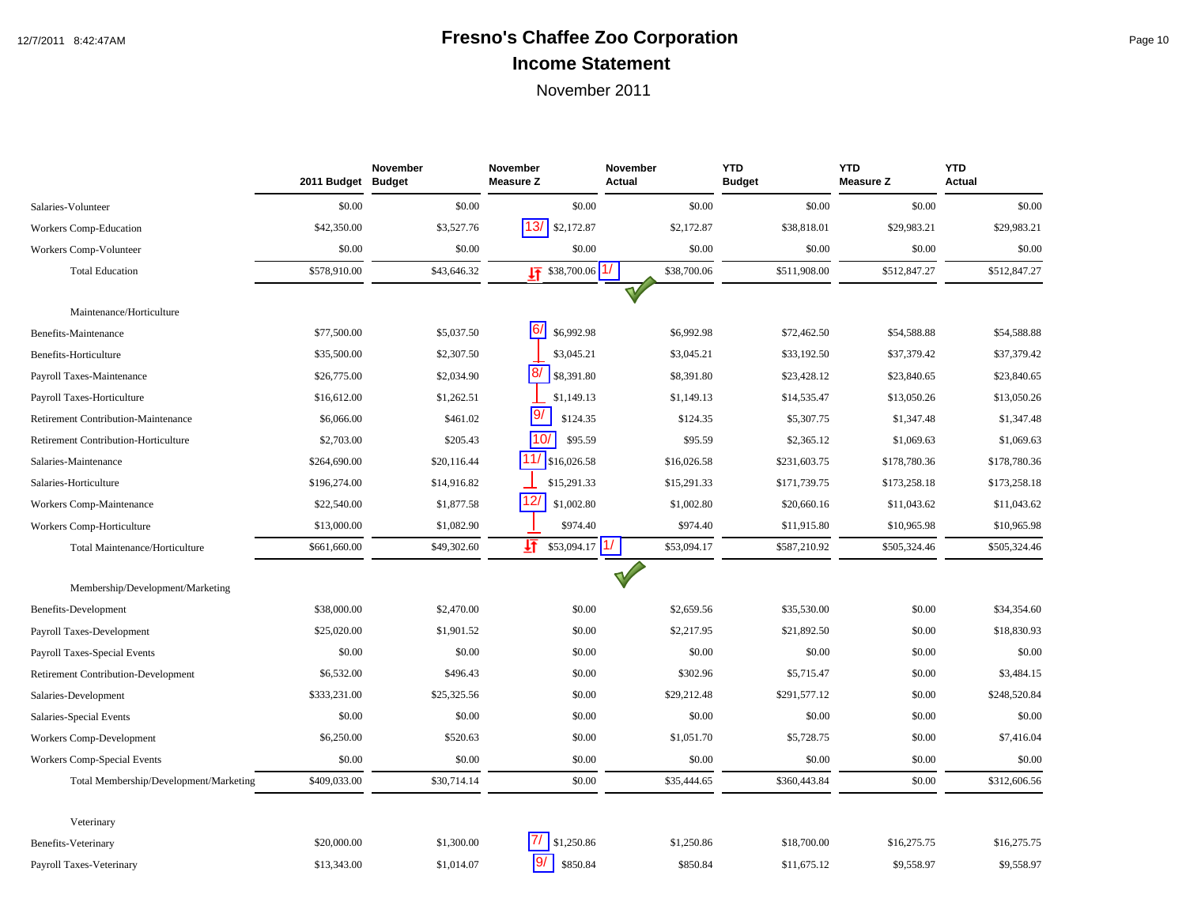# Fresno's Chaffee Zoo Corporation

## Income Statement

November 2011

| | 2011 Budget | November Budget | November Measure Z | November Actual | YTD Budget | YTD Measure Z | YTD Actual |
|---|---|---|---|---|---|---|---|
| Salaries-Volunteer | $0.00 | $0.00 | $0.00 | $0.00 | $0.00 | $0.00 | $0.00 |
| Workers Comp-Education | $42,350.00 | $3,527.76 | 13/ $2,172.87 | $2,172.87 | $38,818.01 | $29,983.21 | $29,983.21 |
| Workers Comp-Volunteer | $0.00 | $0.00 | $0.00 | $0.00 | $0.00 | $0.00 | $0.00 |
| Total Education | $578,910.00 | $43,646.32 | $38,700.06 1/ | $38,700.06 | $511,908.00 | $512,847.27 | $512,847.27 |
| **Maintenance/Horticulture** | | | | | | | |
| Benefits-Maintenance | $77,500.00 | $5,037.50 | 6/ $6,992.98 | $6,992.98 | $72,462.50 | $54,588.88 | $54,588.88 |
| Benefits-Horticulture | $35,500.00 | $2,307.50 | $3,045.21 | $3,045.21 | $33,192.50 | $37,379.42 | $37,379.42 |
| Payroll Taxes-Maintenance | $26,775.00 | $2,034.90 | 8/ $8,391.80 | $8,391.80 | $23,428.12 | $23,840.65 | $23,840.65 |
| Payroll Taxes-Horticulture | $16,612.00 | $1,262.51 | $1,149.13 | $1,149.13 | $14,535.47 | $13,050.26 | $13,050.26 |
| Retirement Contribution-Maintenance | $6,066.00 | $461.02 | 9/ $124.35 | $124.35 | $5,307.75 | $1,347.48 | $1,347.48 |
| Retirement Contribution-Horticulture | $2,703.00 | $205.43 | 10/ $95.59 | $95.59 | $2,365.12 | $1,069.63 | $1,069.63 |
| Salaries-Maintenance | $264,690.00 | $20,116.44 | 11/ $16,026.58 | $16,026.58 | $231,603.75 | $178,780.36 | $178,780.36 |
| Salaries-Horticulture | $196,274.00 | $14,916.82 | $15,291.33 | $15,291.33 | $171,739.75 | $173,258.18 | $173,258.18 |
| Workers Comp-Maintenance | $22,540.00 | $1,877.58 | 12/ $1,002.80 | $1,002.80 | $20,660.16 | $11,043.62 | $11,043.62 |
| Workers Comp-Horticulture | $13,000.00 | $1,082.90 | $974.40 | $974.40 | $11,915.80 | $10,965.98 | $10,965.98 |
| Total Maintenance/Horticulture | $661,660.00 | $49,302.60 | $53,094.17 1/ | $53,094.17 | $587,210.92 | $505,324.46 | $505,324.46 |
| **Membership/Development/Marketing** | | | | | | | |
| Benefits-Development | $38,000.00 | $2,470.00 | $0.00 | $2,659.56 | $35,530.00 | $0.00 | $34,354.60 |
| Payroll Taxes-Development | $25,020.00 | $1,901.52 | $0.00 | $2,217.95 | $21,892.50 | $0.00 | $18,830.93 |
| Payroll Taxes-Special Events | $0.00 | $0.00 | $0.00 | $0.00 | $0.00 | $0.00 | $0.00 |
| Retirement Contribution-Development | $6,532.00 | $496.43 | $0.00 | $302.96 | $5,715.47 | $0.00 | $3,484.15 |
| Salaries-Development | $333,231.00 | $25,325.56 | $0.00 | $29,212.48 | $291,577.12 | $0.00 | $248,520.84 |
| Salaries-Special Events | $0.00 | $0.00 | $0.00 | $0.00 | $0.00 | $0.00 | $0.00 |
| Workers Comp-Development | $6,250.00 | $520.63 | $0.00 | $1,051.70 | $5,728.75 | $0.00 | $7,416.04 |
| Workers Comp-Special Events | $0.00 | $0.00 | $0.00 | $0.00 | $0.00 | $0.00 | $0.00 |
| Total Membership/Development/Marketing | $409,033.00 | $30,714.14 | $0.00 | $35,444.65 | $360,443.84 | $0.00 | $312,606.56 |
| **Veterinary** | | | | | | | |
| Benefits-Veterinary | $20,000.00 | $1,300.00 | 7/ $1,250.86 | $1,250.86 | $18,700.00 | $16,275.75 | $16,275.75 |
| Payroll Taxes-Veterinary | $13,343.00 | $1,014.07 | 9/ $850.84 | $850.84 | $11,675.12 | $9,558.97 | $9,558.97 |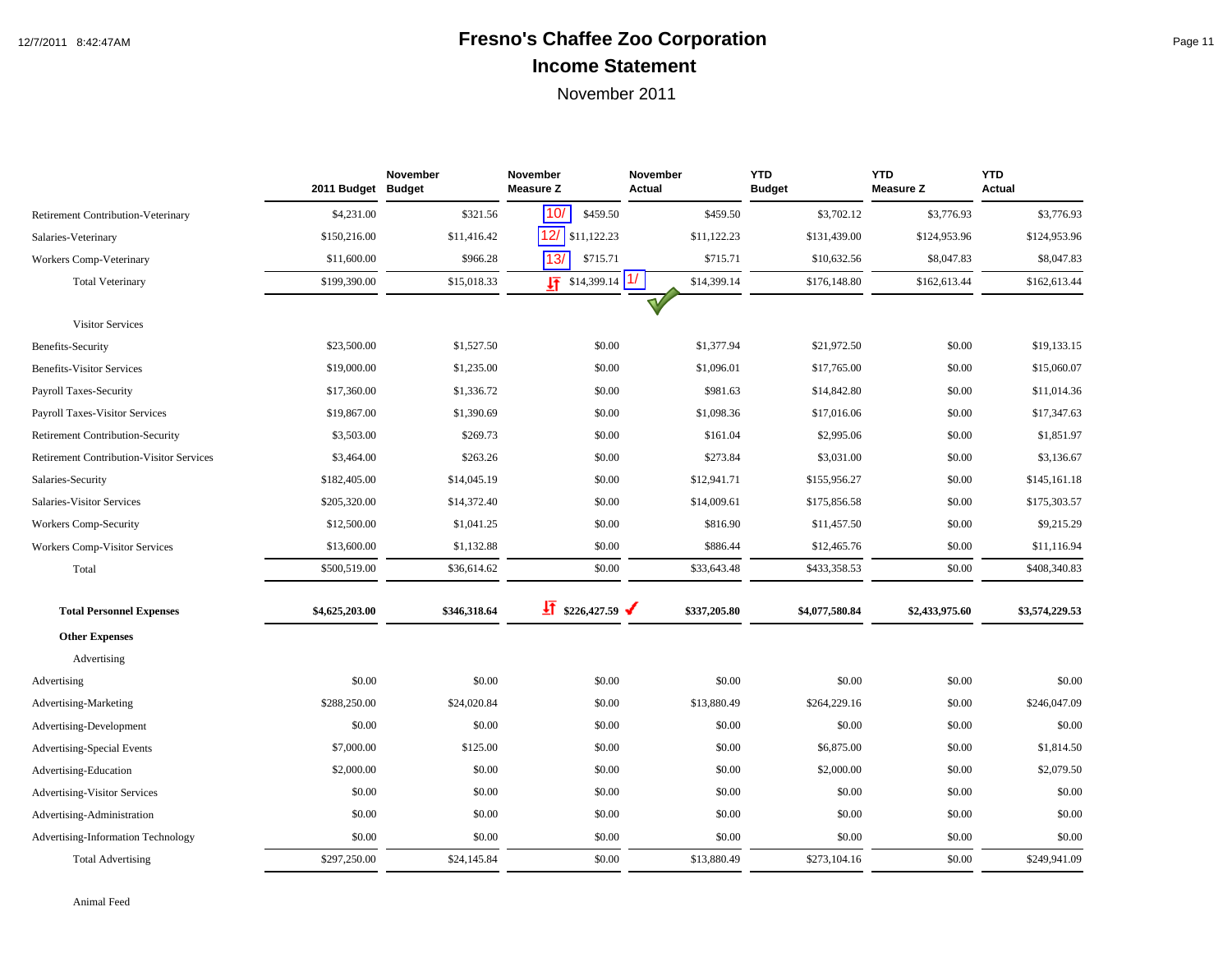# Fresno's Chaffee Zoo Corporation

## Income Statement

November 2011

| | 2011 Budget | November Budget | November Measure Z | November Actual | YTD Budget | YTD Measure Z | YTD Actual |
|---|---|---|---|---|---|---|---|
| Retirement Contribution-Veterinary | $4,231.00 | $321.56 | 10/ $459.50 | $459.50 | $3,702.12 | $3,776.93 | $3,776.93 |
| Salaries-Veterinary | $150,216.00 | $11,416.42 | 12/ $11,122.23 | $11,122.23 | $131,439.00 | $124,953.96 | $124,953.96 |
| Workers Comp-Veterinary | $11,600.00 | $966.28 | 13/ $715.71 | $715.71 | $10,632.56 | $8,047.83 | $8,047.83 |
| Total Veterinary | $199,390.00 | $15,018.33 | $14,399.14 1/ | $14,399.14 | $176,148.80 | $162,613.44 | $162,613.44 |
| Visitor Services | | | | | | | |
| Benefits-Security | $23,500.00 | $1,527.50 | $0.00 | $1,377.94 | $21,972.50 | $0.00 | $19,133.15 |
| Benefits-Visitor Services | $19,000.00 | $1,235.00 | $0.00 | $1,096.01 | $17,765.00 | $0.00 | $15,060.07 |
| Payroll Taxes-Security | $17,360.00 | $1,336.72 | $0.00 | $981.63 | $14,842.80 | $0.00 | $11,014.36 |
| Payroll Taxes-Visitor Services | $19,867.00 | $1,390.69 | $0.00 | $1,098.36 | $17,016.06 | $0.00 | $17,347.63 |
| Retirement Contribution-Security | $3,503.00 | $269.73 | $0.00 | $161.04 | $2,995.06 | $0.00 | $1,851.97 |
| Retirement Contribution-Visitor Services | $3,464.00 | $263.26 | $0.00 | $273.84 | $3,031.00 | $0.00 | $3,136.67 |
| Salaries-Security | $182,405.00 | $14,045.19 | $0.00 | $12,941.71 | $155,956.27 | $0.00 | $145,161.18 |
| Salaries-Visitor Services | $205,320.00 | $14,372.40 | $0.00 | $14,009.61 | $175,856.58 | $0.00 | $175,303.57 |
| Workers Comp-Security | $12,500.00 | $1,041.25 | $0.00 | $816.90 | $11,457.50 | $0.00 | $9,215.29 |
| Workers Comp-Visitor Services | $13,600.00 | $1,132.88 | $0.00 | $886.44 | $12,465.76 | $0.00 | $11,116.94 |
| Total | $500,519.00 | $36,614.62 | $0.00 | $33,643.48 | $433,358.53 | $0.00 | $408,340.83 |
| **Total Personnel Expenses** | **$4,625,203.00** | **$346,318.64** | **$226,427.59** ✓ | **$337,205.80** | **$4,077,580.84** | **$2,433,975.60** | **$3,574,229.53** |
| **Other Expenses** | | | | | | | |
| Advertising | | | | | | | |
| Advertising | $0.00 | $0.00 | $0.00 | $0.00 | $0.00 | $0.00 | $0.00 |
| Advertising-Marketing | $288,250.00 | $24,020.84 | $0.00 | $13,880.49 | $264,229.16 | $0.00 | $246,047.09 |
| Advertising-Development | $0.00 | $0.00 | $0.00 | $0.00 | $0.00 | $0.00 | $0.00 |
| Advertising-Special Events | $7,000.00 | $125.00 | $0.00 | $0.00 | $6,875.00 | $0.00 | $1,814.50 |
| Advertising-Education | $2,000.00 | $0.00 | $0.00 | $0.00 | $2,000.00 | $0.00 | $2,079.50 |
| Advertising-Visitor Services | $0.00 | $0.00 | $0.00 | $0.00 | $0.00 | $0.00 | $0.00 |
| Advertising-Administration | $0.00 | $0.00 | $0.00 | $0.00 | $0.00 | $0.00 | $0.00 |
| Advertising-Information Technology | $0.00 | $0.00 | $0.00 | $0.00 | $0.00 | $0.00 | $0.00 |
| Total Advertising | $297,250.00 | $24,145.84 | $0.00 | $13,880.49 | $273,104.16 | $0.00 | $249,941.09 |

Animal Feed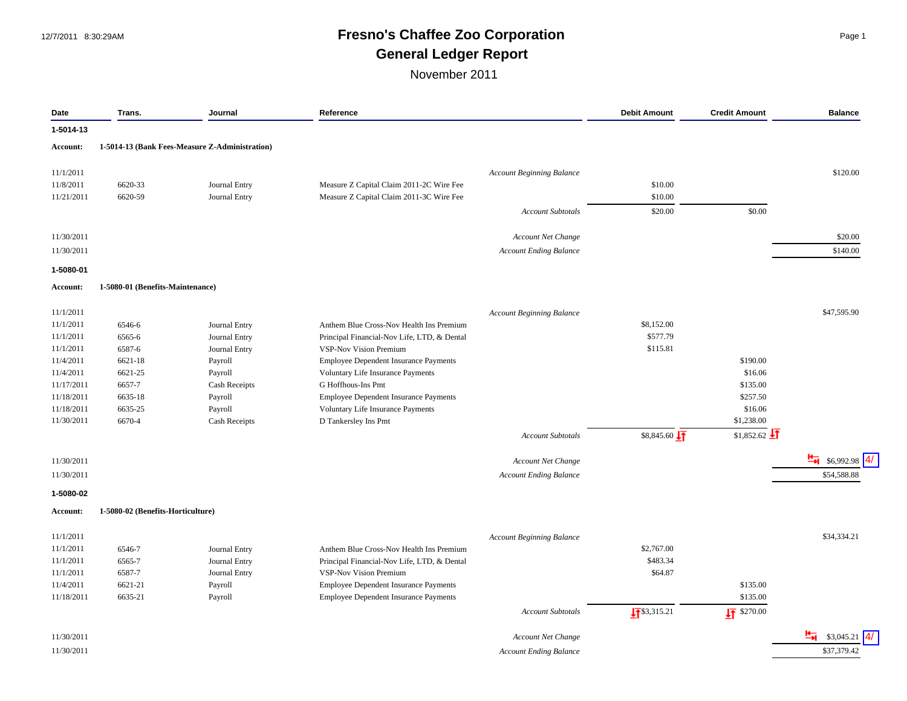# Fresno's Chaffee Zoo Corporation

## General Ledger Report

November 2011

| Date | Trans. | Journal | Reference | | Debit Amount | Credit Amount | Balance |
|---|---|---|---|---|---|---|---|
| **1-5014-13** | | | | | | | |
| **Account:** | **1-5014-13 (Bank Fees-Measure Z-Administration)** | | | | | | |
| 11/1/2011 | | | | *Account Beginning Balance* | | | $120.00 |
| 11/8/2011 | 6620-33 | Journal Entry | Measure Z Capital Claim 2011-2C Wire Fee | | $10.00 | | |
| 11/21/2011 | 6620-59 | Journal Entry | Measure Z Capital Claim 2011-3C Wire Fee | | $10.00 | | |
| | | | | *Account Subtotals* | $20.00 | $0.00 | |
| 11/30/2011 | | | | *Account Net Change* | | | $20.00 |
| 11/30/2011 | | | | *Account Ending Balance* | | | $140.00 |
| **1-5080-01** | | | | | | | |
| **Account:** | **1-5080-01 (Benefits-Maintenance)** | | | | | | |
| 11/1/2011 | | | | *Account Beginning Balance* | | | $47,595.90 |
| 11/1/2011 | 6546-6 | Journal Entry | Anthem Blue Cross-Nov Health Ins Premium | | $8,152.00 | | |
| 11/1/2011 | 6565-6 | Journal Entry | Principal Financial-Nov Life, LTD, & Dental | | $577.79 | | |
| 11/1/2011 | 6587-6 | Journal Entry | VSP-Nov Vision Premium | | $115.81 | | |
| 11/4/2011 | 6621-18 | Payroll | Employee Dependent Insurance Payments | | | $190.00 | |
| 11/4/2011 | 6621-25 | Payroll | Voluntary Life Insurance Payments | | | $16.06 | |
| 11/17/2011 | 6657-7 | Cash Receipts | G Hoffhous-Ins Pmt | | | $135.00 | |
| 11/18/2011 | 6635-18 | Payroll | Employee Dependent Insurance Payments | | | $257.50 | |
| 11/18/2011 | 6635-25 | Payroll | Voluntary Life Insurance Payments | | | $16.06 | |
| 11/30/2011 | 6670-4 | Cash Receipts | D Tankersley Ins Pmt | | | $1,238.00 | |
| | | | | *Account Subtotals* | $8,845.60 | $1,852.62 | |
| 11/30/2011 | | | | *Account Net Change* | | | $6,992.98 4/ |
| 11/30/2011 | | | | *Account Ending Balance* | | | $54,588.88 |
| **1-5080-02** | | | | | | | |
| **Account:** | **1-5080-02 (Benefits-Horticulture)** | | | | | | |
| 11/1/2011 | | | | *Account Beginning Balance* | | | $34,334.21 |
| 11/1/2011 | 6546-7 | Journal Entry | Anthem Blue Cross-Nov Health Ins Premium | | $2,767.00 | | |
| 11/1/2011 | 6565-7 | Journal Entry | Principal Financial-Nov Life, LTD, & Dental | | $483.34 | | |
| 11/1/2011 | 6587-7 | Journal Entry | VSP-Nov Vision Premium | | $64.87 | | |
| 11/4/2011 | 6621-21 | Payroll | Employee Dependent Insurance Payments | | | $135.00 | |
| 11/18/2011 | 6635-21 | Payroll | Employee Dependent Insurance Payments | | | $135.00 | |
| | | | | *Account Subtotals* | $3,315.21 | $270.00 | |
| 11/30/2011 | | | | *Account Net Change* | | | $3,045.21 4/ |
| 11/30/2011 | | | | *Account Ending Balance* | | | $37,379.42 |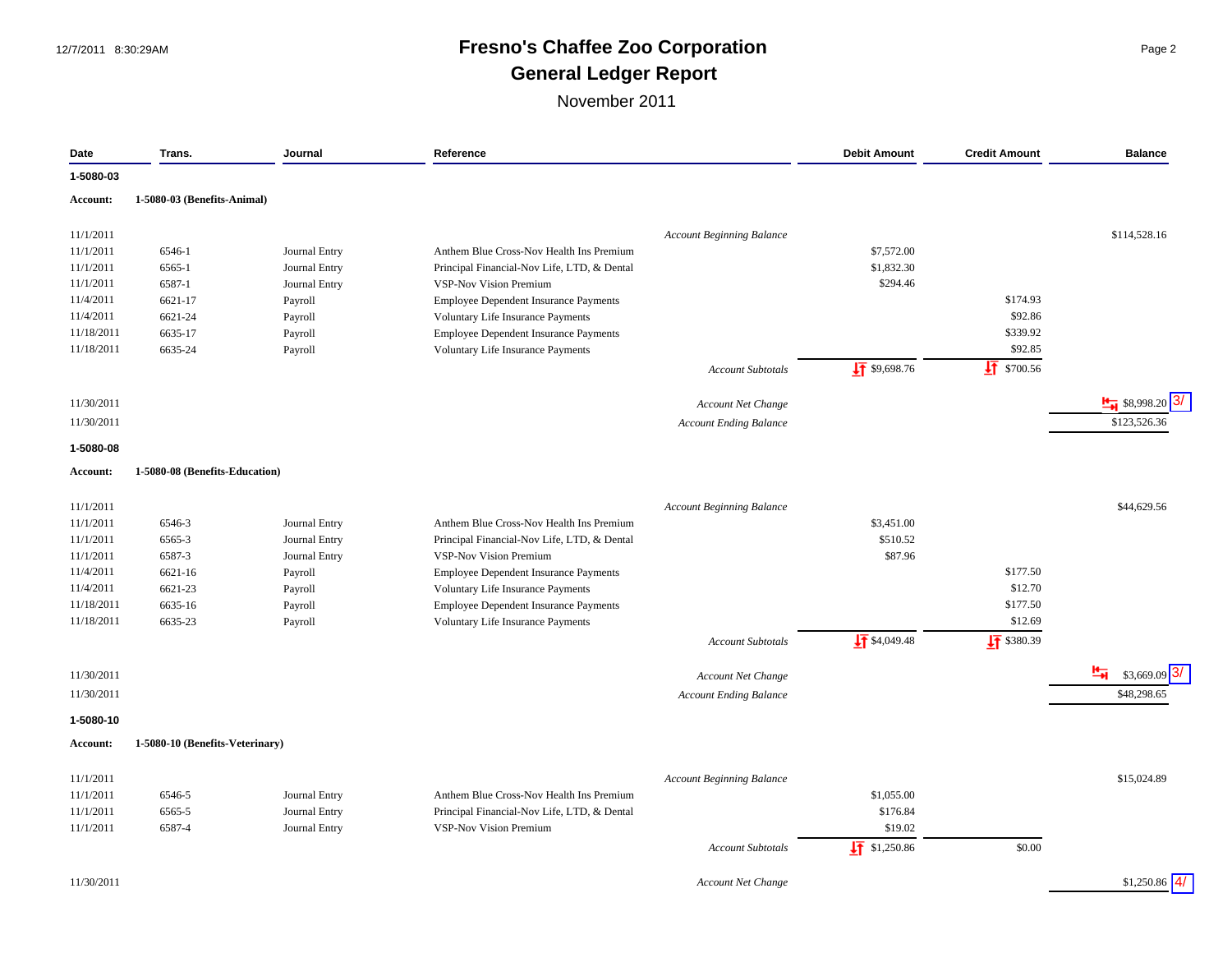# Fresno's Chaffee Zoo Corporation

## General Ledger Report

November 2011

| Date | Trans. | Journal | Reference | Debit Amount | Credit Amount | Balance |
|---|---|---|---|---|---|---|
| **1-5080-03** | | | | | | |
| **Account:** | **1-5080-03 (Benefits-Animal)** | | | | | |
| 11/1/2011 | | | *Account Beginning Balance* | | | $114,528.16 |
| 11/1/2011 | 6546-1 | Journal Entry | Anthem Blue Cross-Nov Health Ins Premium | $7,572.00 | | |
| 11/1/2011 | 6565-1 | Journal Entry | Principal Financial-Nov Life, LTD, & Dental | $1,832.30 | | |
| 11/1/2011 | 6587-1 | Journal Entry | VSP-Nov Vision Premium | $294.46 | | |
| 11/4/2011 | 6621-17 | Payroll | Employee Dependent Insurance Payments | | $174.93 | |
| 11/4/2011 | 6621-24 | Payroll | Voluntary Life Insurance Payments | | $92.86 | |
| 11/18/2011 | 6635-17 | Payroll | Employee Dependent Insurance Payments | | $339.92 | |
| 11/18/2011 | 6635-24 | Payroll | Voluntary Life Insurance Payments | | $92.85 | |
| | | | *Account Subtotals* | $9,698.76 | $700.56 | |
| 11/30/2011 | | | *Account Net Change* | | | $8,998.20 3/ |
| 11/30/2011 | | | *Account Ending Balance* | | | $123,526.36 |
| **1-5080-08** | | | | | | |
| **Account:** | **1-5080-08 (Benefits-Education)** | | | | | |
| 11/1/2011 | | | *Account Beginning Balance* | | | $44,629.56 |
| 11/1/2011 | 6546-3 | Journal Entry | Anthem Blue Cross-Nov Health Ins Premium | $3,451.00 | | |
| 11/1/2011 | 6565-3 | Journal Entry | Principal Financial-Nov Life, LTD, & Dental | $510.52 | | |
| 11/1/2011 | 6587-3 | Journal Entry | VSP-Nov Vision Premium | $87.96 | | |
| 11/4/2011 | 6621-16 | Payroll | Employee Dependent Insurance Payments | | $177.50 | |
| 11/4/2011 | 6621-23 | Payroll | Voluntary Life Insurance Payments | | $12.70 | |
| 11/18/2011 | 6635-16 | Payroll | Employee Dependent Insurance Payments | | $177.50 | |
| 11/18/2011 | 6635-23 | Payroll | Voluntary Life Insurance Payments | | $12.69 | |
| | | | *Account Subtotals* | $4,049.48 | $380.39 | |
| 11/30/2011 | | | *Account Net Change* | | | $3,669.09 3/ |
| 11/30/2011 | | | *Account Ending Balance* | | | $48,298.65 |
| **1-5080-10** | | | | | | |
| **Account:** | **1-5080-10 (Benefits-Veterinary)** | | | | | |
| 11/1/2011 | | | *Account Beginning Balance* | | | $15,024.89 |
| 11/1/2011 | 6546-5 | Journal Entry | Anthem Blue Cross-Nov Health Ins Premium | $1,055.00 | | |
| 11/1/2011 | 6565-5 | Journal Entry | Principal Financial-Nov Life, LTD, & Dental | $176.84 | | |
| 11/1/2011 | 6587-4 | Journal Entry | VSP-Nov Vision Premium | $19.02 | | |
| | | | *Account Subtotals* | $1,250.86 | $0.00 | |
| 11/30/2011 | | | *Account Net Change* | | | $1,250.86 4/ |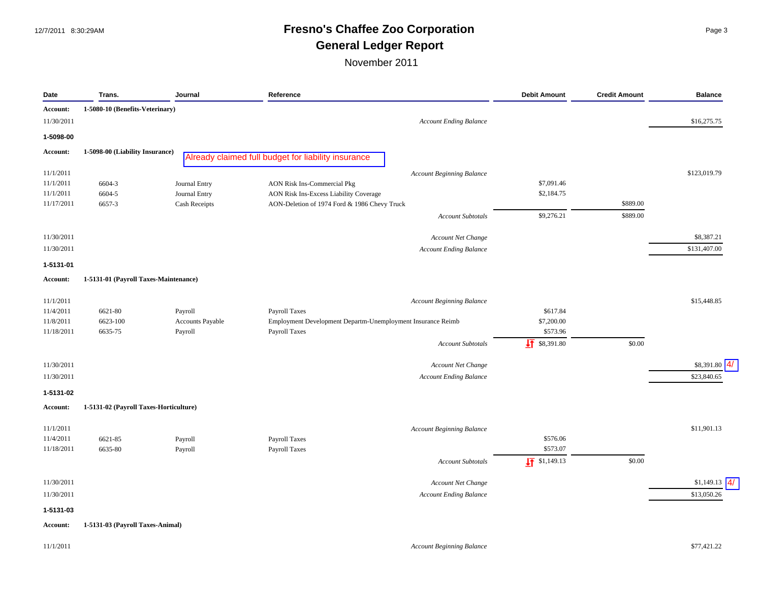# Fresno's Chaffee Zoo Corporation

## General Ledger Report

November 2011

| Date | Trans. | Journal | Reference | Debit Amount | Credit Amount | Balance |
|---|---|---|---|---|---|---|
| **Account:** | **1-5080-10 (Benefits-Veterinary)** | | | | | |
| 11/30/2011 | | | *Account Ending Balance* | | | $16,275.75 |
| **1-5098-00** | | | | | | |
| **Account:** | **1-5098-00 (Liability Insurance)** | | Already claimed full budget for liability insurance | | | |
| 11/1/2011 | | | *Account Beginning Balance* | | | $123,019.79 |
| 11/1/2011 | 6604-3 | Journal Entry | AON Risk Ins-Commercial Pkg | $7,091.46 | | |
| 11/1/2011 | 6604-5 | Journal Entry | AON Risk Ins-Excess Liability Coverage | $2,184.75 | | |
| 11/17/2011 | 6657-3 | Cash Receipts | AON-Deletion of 1974 Ford & 1986 Chevy Truck | | $889.00 | |
| | | | *Account Subtotals* | $9,276.21 | $889.00 | |
| 11/30/2011 | | | *Account Net Change* | | | $8,387.21 |
| 11/30/2011 | | | *Account Ending Balance* | | | $131,407.00 |
| **1-5131-01** | | | | | | |
| **Account:** | **1-5131-01 (Payroll Taxes-Maintenance)** | | | | | |
| 11/1/2011 | | | *Account Beginning Balance* | | | $15,448.85 |
| 11/4/2011 | 6621-80 | Payroll | Payroll Taxes | $617.84 | | |
| 11/8/2011 | 6623-100 | Accounts Payable | Employment Development Departm-Unemployment Insurance Reimb | $7,200.00 | | |
| 11/18/2011 | 6635-75 | Payroll | Payroll Taxes | $573.96 | | |
| | | | *Account Subtotals* | $8,391.80 | $0.00 | |
| 11/30/2011 | | | *Account Net Change* | | | $8,391.80 4/ |
| 11/30/2011 | | | *Account Ending Balance* | | | $23,840.65 |
| **1-5131-02** | | | | | | |
| **Account:** | **1-5131-02 (Payroll Taxes-Horticulture)** | | | | | |
| 11/1/2011 | | | *Account Beginning Balance* | | | $11,901.13 |
| 11/4/2011 | 6621-85 | Payroll | Payroll Taxes | $576.06 | | |
| 11/18/2011 | 6635-80 | Payroll | Payroll Taxes | $573.07 | | |
| | | | *Account Subtotals* | $1,149.13 | $0.00 | |
| 11/30/2011 | | | *Account Net Change* | | | $1,149.13 4/ |
| 11/30/2011 | | | *Account Ending Balance* | | | $13,050.26 |
| **1-5131-03** | | | | | | |
| **Account:** | **1-5131-03 (Payroll Taxes-Animal)** | | | | | |
| 11/1/2011 | | | *Account Beginning Balance* | | | $77,421.22 |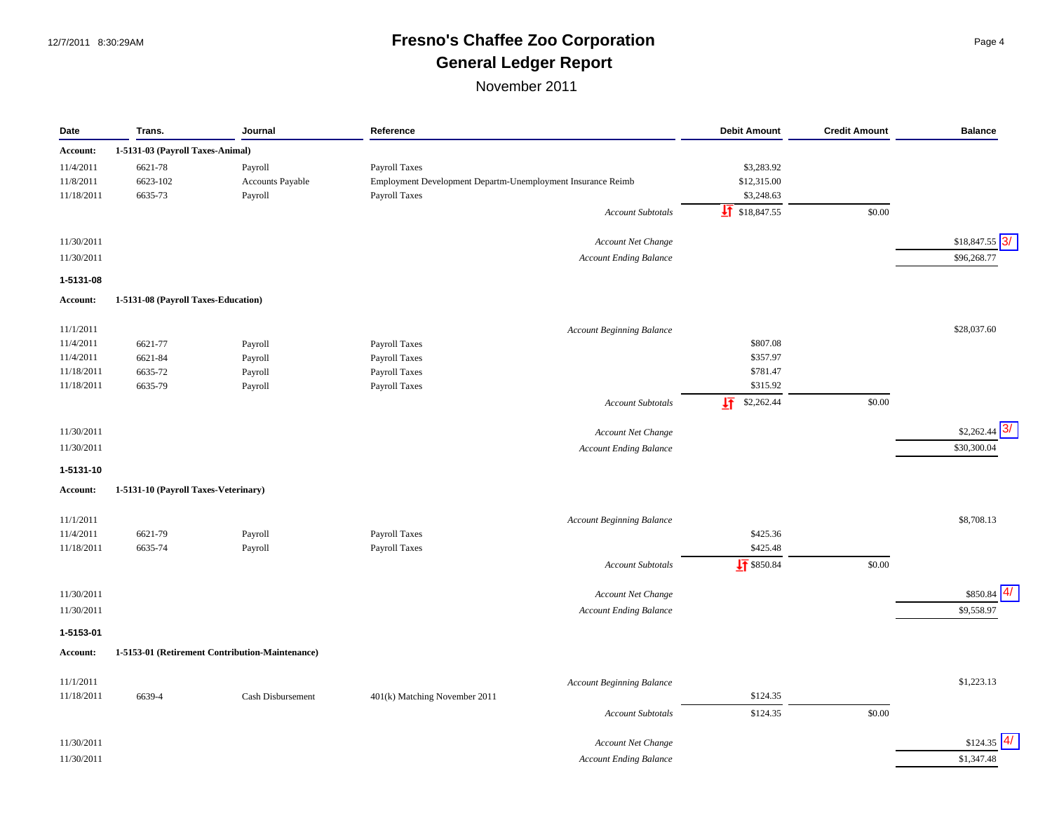# Fresno's Chaffee Zoo Corporation
## General Ledger Report
November 2011

| Date | Trans. | Journal | Reference | Debit Amount | Credit Amount | Balance |
|---|---|---|---|---|---|---|
| **Account:** | **1-5131-03 (Payroll Taxes-Animal)** | | | | | |
| 11/4/2011 | 6621-78 | Payroll | Payroll Taxes | $3,283.92 | | |
| 11/8/2011 | 6623-102 | Accounts Payable | Employment Development Departm-Unemployment Insurance Reimb | $12,315.00 | | |
| 11/18/2011 | 6635-73 | Payroll | Payroll Taxes | $3,248.63 | | |
| | | | *Account Subtotals* | $18,847.55 | $0.00 | |
| 11/30/2011 | | | *Account Net Change* | | | $18,847.55 3/ |
| 11/30/2011 | | | *Account Ending Balance* | | | $96,268.77 |
| **1-5131-08** | | | | | | |
| **Account:** | **1-5131-08 (Payroll Taxes-Education)** | | | | | |
| 11/1/2011 | | | *Account Beginning Balance* | | | $28,037.60 |
| 11/4/2011 | 6621-77 | Payroll | Payroll Taxes | $807.08 | | |
| 11/4/2011 | 6621-84 | Payroll | Payroll Taxes | $357.97 | | |
| 11/18/2011 | 6635-72 | Payroll | Payroll Taxes | $781.47 | | |
| 11/18/2011 | 6635-79 | Payroll | Payroll Taxes | $315.92 | | |
| | | | *Account Subtotals* | $2,262.44 | $0.00 | |
| 11/30/2011 | | | *Account Net Change* | | | $2,262.44 3/ |
| 11/30/2011 | | | *Account Ending Balance* | | | $30,300.04 |
| **1-5131-10** | | | | | | |
| **Account:** | **1-5131-10 (Payroll Taxes-Veterinary)** | | | | | |
| 11/1/2011 | | | *Account Beginning Balance* | | | $8,708.13 |
| 11/4/2011 | 6621-79 | Payroll | Payroll Taxes | $425.36 | | |
| 11/18/2011 | 6635-74 | Payroll | Payroll Taxes | $425.48 | | |
| | | | *Account Subtotals* | $850.84 | $0.00 | |
| 11/30/2011 | | | *Account Net Change* | | | $850.84 4/ |
| 11/30/2011 | | | *Account Ending Balance* | | | $9,558.97 |
| **1-5153-01** | | | | | | |
| **Account:** | **1-5153-01 (Retirement Contribution-Maintenance)** | | | | | |
| 11/1/2011 | | | *Account Beginning Balance* | | | $1,223.13 |
| 11/18/2011 | 6639-4 | Cash Disbursement | 401(k) Matching November 2011 | $124.35 | | |
| | | | *Account Subtotals* | $124.35 | $0.00 | |
| 11/30/2011 | | | *Account Net Change* | | | $124.35 4/ |
| 11/30/2011 | | | *Account Ending Balance* | | | $1,347.48 |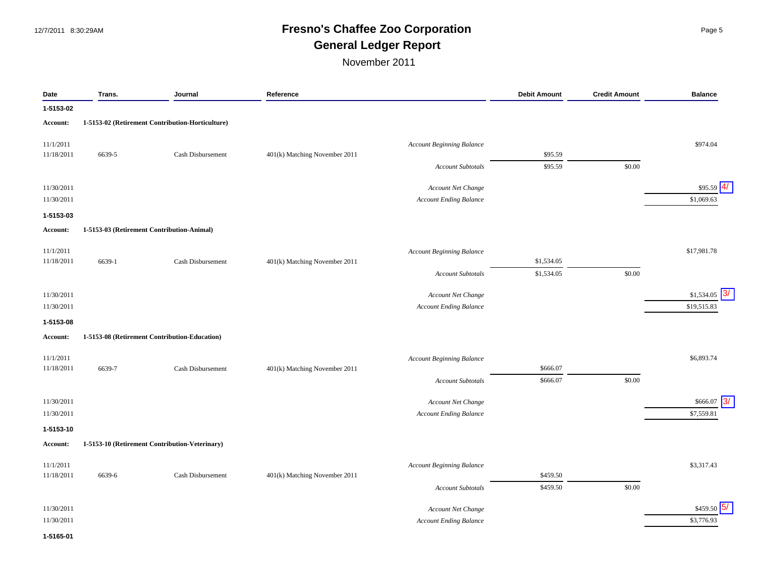# Fresno's Chaffee Zoo Corporation

## General Ledger Report

November 2011

| Date | Trans. | Journal | Reference | | Debit Amount | Credit Amount | Balance |
|---|---|---|---|---|---|---|---|
| **1-5153-02** | | | | | | | |
| **Account:** | **1-5153-02 (Retirement Contribution-Horticulture)** | | | | | | |
| 11/1/2011 | | | | *Account Beginning Balance* | | | $974.04 |
| 11/18/2011 | 6639-5 | Cash Disbursement | 401(k) Matching November 2011 | | $95.59 | | |
| | | | | *Account Subtotals* | $95.59 | $0.00 | |
| 11/30/2011 | | | | *Account Net Change* | | | $95.59 4/ |
| 11/30/2011 | | | | *Account Ending Balance* | | | $1,069.63 |
| **1-5153-03** | | | | | | | |
| **Account:** | **1-5153-03 (Retirement Contribution-Animal)** | | | | | | |
| 11/1/2011 | | | | *Account Beginning Balance* | | | $17,981.78 |
| 11/18/2011 | 6639-1 | Cash Disbursement | 401(k) Matching November 2011 | | $1,534.05 | | |
| | | | | *Account Subtotals* | $1,534.05 | $0.00 | |
| 11/30/2011 | | | | *Account Net Change* | | | $1,534.05 3/ |
| 11/30/2011 | | | | *Account Ending Balance* | | | $19,515.83 |
| **1-5153-08** | | | | | | | |
| **Account:** | **1-5153-08 (Retirement Contribution-Education)** | | | | | | |
| 11/1/2011 | | | | *Account Beginning Balance* | | | $6,893.74 |
| 11/18/2011 | 6639-7 | Cash Disbursement | 401(k) Matching November 2011 | | $666.07 | | |
| | | | | *Account Subtotals* | $666.07 | $0.00 | |
| 11/30/2011 | | | | *Account Net Change* | | | $666.07 3/ |
| 11/30/2011 | | | | *Account Ending Balance* | | | $7,559.81 |
| **1-5153-10** | | | | | | | |
| **Account:** | **1-5153-10 (Retirement Contribution-Veterinary)** | | | | | | |
| 11/1/2011 | | | | *Account Beginning Balance* | | | $3,317.43 |
| 11/18/2011 | 6639-6 | Cash Disbursement | 401(k) Matching November 2011 | | $459.50 | | |
| | | | | *Account Subtotals* | $459.50 | $0.00 | |
| 11/30/2011 | | | | *Account Net Change* | | | $459.50 5/ |
| 11/30/2011 | | | | *Account Ending Balance* | | | $3,776.93 |
| **1-5165-01** | | | | | | | |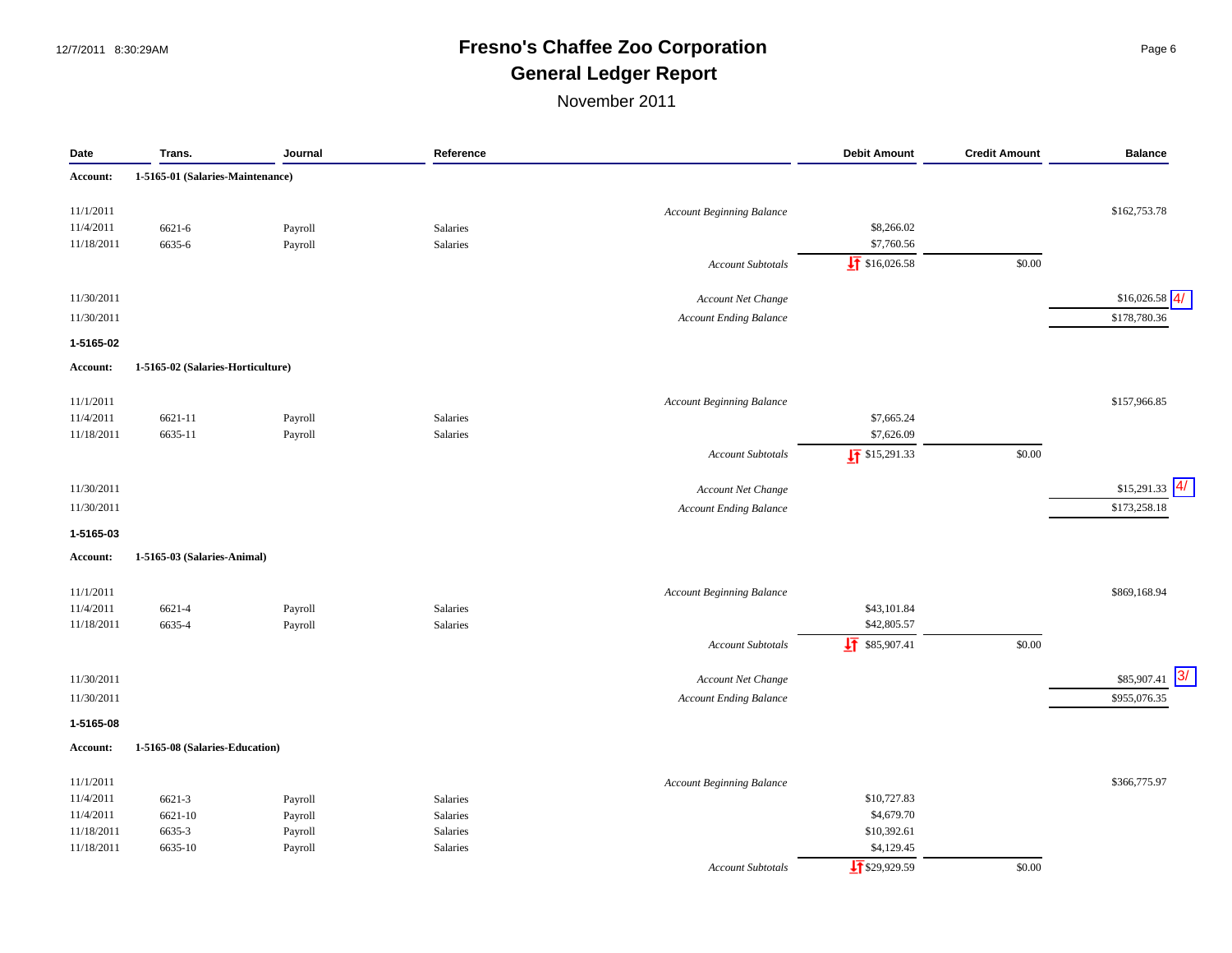# Fresno's Chaffee Zoo Corporation

## General Ledger Report

November 2011

| Date | Trans. | Journal | Reference | | Debit Amount | Credit Amount | Balance |
|---|---|---|---|---|---|---|---|
| **Account:** | **1-5165-01 (Salaries-Maintenance)** | | | | | | |
| 11/1/2011 | | | | *Account Beginning Balance* | | | $162,753.78 |
| 11/4/2011 | 6621-6 | Payroll | Salaries | | $8,266.02 | | |
| 11/18/2011 | 6635-6 | Payroll | Salaries | | $7,760.56 | | |
| | | | | *Account Subtotals* | $16,026.58 | $0.00 | |
| 11/30/2011 | | | | *Account Net Change* | | | $16,026.58 4/ |
| 11/30/2011 | | | | *Account Ending Balance* | | | $178,780.36 |
| **1-5165-02** | | | | | | | |
| **Account:** | **1-5165-02 (Salaries-Horticulture)** | | | | | | |
| 11/1/2011 | | | | *Account Beginning Balance* | | | $157,966.85 |
| 11/4/2011 | 6621-11 | Payroll | Salaries | | $7,665.24 | | |
| 11/18/2011 | 6635-11 | Payroll | Salaries | | $7,626.09 | | |
| | | | | *Account Subtotals* | $15,291.33 | $0.00 | |
| 11/30/2011 | | | | *Account Net Change* | | | $15,291.33 4/ |
| 11/30/2011 | | | | *Account Ending Balance* | | | $173,258.18 |
| **1-5165-03** | | | | | | | |
| **Account:** | **1-5165-03 (Salaries-Animal)** | | | | | | |
| 11/1/2011 | | | | *Account Beginning Balance* | | | $869,168.94 |
| 11/4/2011 | 6621-4 | Payroll | Salaries | | $43,101.84 | | |
| 11/18/2011 | 6635-4 | Payroll | Salaries | | $42,805.57 | | |
| | | | | *Account Subtotals* | $85,907.41 | $0.00 | |
| 11/30/2011 | | | | *Account Net Change* | | | $85,907.41 3/ |
| 11/30/2011 | | | | *Account Ending Balance* | | | $955,076.35 |
| **1-5165-08** | | | | | | | |
| **Account:** | **1-5165-08 (Salaries-Education)** | | | | | | |
| 11/1/2011 | | | | *Account Beginning Balance* | | | $366,775.97 |
| 11/4/2011 | 6621-3 | Payroll | Salaries | | $10,727.83 | | |
| 11/4/2011 | 6621-10 | Payroll | Salaries | | $4,679.70 | | |
| 11/18/2011 | 6635-3 | Payroll | Salaries | | $10,392.61 | | |
| 11/18/2011 | 6635-10 | Payroll | Salaries | | $4,129.45 | | |
| | | | | *Account Subtotals* | $29,929.59 | $0.00 | |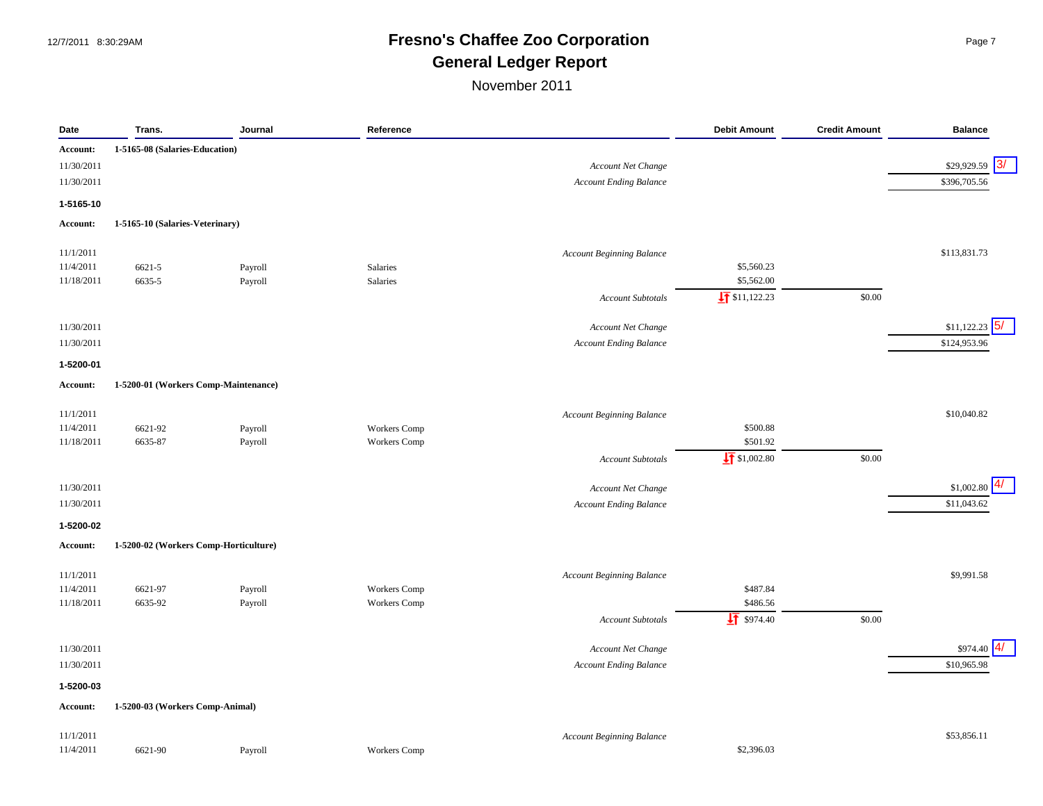# Fresno's Chaffee Zoo Corporation

## General Ledger Report

November 2011

| Date | Trans. | Journal | Reference | | Debit Amount | Credit Amount | Balance | |
|---|---|---|---|---|---|---|---|---|
| **Account:** | **1-5165-08 (Salaries-Education)** | | | | | | | |
| 11/30/2011 | | | | *Account Net Change* | | | $29,929.59 | 3/ |
| 11/30/2011 | | | | *Account Ending Balance* | | | $396,705.56 | |
| **1-5165-10** | | | | | | | | |
| **Account:** | **1-5165-10 (Salaries-Veterinary)** | | | | | | | |
| 11/1/2011 | | | | *Account Beginning Balance* | | | $113,831.73 | |
| 11/4/2011 | 6621-5 | Payroll | Salaries | | $5,560.23 | | | |
| 11/18/2011 | 6635-5 | Payroll | Salaries | | $5,562.00 | | | |
| | | | | *Account Subtotals* | $11,122.23 | $0.00 | | |
| 11/30/2011 | | | | *Account Net Change* | | | $11,122.23 | 5/ |
| 11/30/2011 | | | | *Account Ending Balance* | | | $124,953.96 | |
| **1-5200-01** | | | | | | | | |
| **Account:** | **1-5200-01 (Workers Comp-Maintenance)** | | | | | | | |
| 11/1/2011 | | | | *Account Beginning Balance* | | | $10,040.82 | |
| 11/4/2011 | 6621-92 | Payroll | Workers Comp | | $500.88 | | | |
| 11/18/2011 | 6635-87 | Payroll | Workers Comp | | $501.92 | | | |
| | | | | *Account Subtotals* | $1,002.80 | $0.00 | | |
| 11/30/2011 | | | | *Account Net Change* | | | $1,002.80 | 4/ |
| 11/30/2011 | | | | *Account Ending Balance* | | | $11,043.62 | |
| **1-5200-02** | | | | | | | | |
| **Account:** | **1-5200-02 (Workers Comp-Horticulture)** | | | | | | | |
| 11/1/2011 | | | | *Account Beginning Balance* | | | $9,991.58 | |
| 11/4/2011 | 6621-97 | Payroll | Workers Comp | | $487.84 | | | |
| 11/18/2011 | 6635-92 | Payroll | Workers Comp | | $486.56 | | | |
| | | | | *Account Subtotals* | $974.40 | $0.00 | | |
| 11/30/2011 | | | | *Account Net Change* | | | $974.40 | 4/ |
| 11/30/2011 | | | | *Account Ending Balance* | | | $10,965.98 | |
| **1-5200-03** | | | | | | | | |
| **Account:** | **1-5200-03 (Workers Comp-Animal)** | | | | | | | |
| 11/1/2011 | | | | *Account Beginning Balance* | | | $53,856.11 | |
| 11/4/2011 | 6621-90 | Payroll | Workers Comp | | $2,396.03 | | | |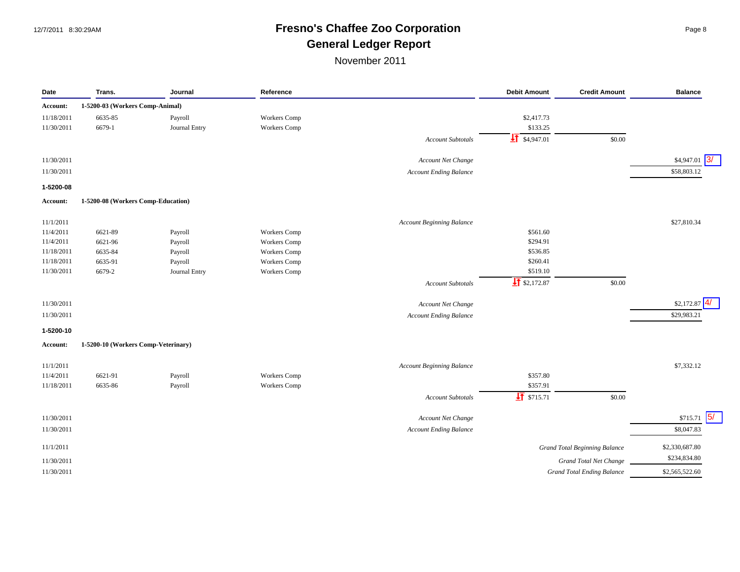# Fresno's Chaffee Zoo Corporation

## General Ledger Report

November 2011

| Date | Trans. | Journal | Reference | | Debit Amount | Credit Amount | Balance |
|---|---|---|---|---|---|---|---|
| **Account:** | **1-5200-03 (Workers Comp-Animal)** | | | | | | |
| 11/18/2011 | 6635-85 | Payroll | Workers Comp | | $2,417.73 | | |
| 11/30/2011 | 6679-1 | Journal Entry | Workers Comp | | $133.25 | | |
| | | | | *Account Subtotals* | $4,947.01 | $0.00 | |
| 11/30/2011 | | | | *Account Net Change* | | | $4,947.01 3/ |
| 11/30/2011 | | | | *Account Ending Balance* | | | $58,803.12 |
| **1-5200-08** | | | | | | | |
| **Account:** | **1-5200-08 (Workers Comp-Education)** | | | | | | |
| 11/1/2011 | | | | *Account Beginning Balance* | | | $27,810.34 |
| 11/4/2011 | 6621-89 | Payroll | Workers Comp | | $561.60 | | |
| 11/4/2011 | 6621-96 | Payroll | Workers Comp | | $294.91 | | |
| 11/18/2011 | 6635-84 | Payroll | Workers Comp | | $536.85 | | |
| 11/18/2011 | 6635-91 | Payroll | Workers Comp | | $260.41 | | |
| 11/30/2011 | 6679-2 | Journal Entry | Workers Comp | | $519.10 | | |
| | | | | *Account Subtotals* | $2,172.87 | $0.00 | |
| 11/30/2011 | | | | *Account Net Change* | | | $2,172.87 4/ |
| 11/30/2011 | | | | *Account Ending Balance* | | | $29,983.21 |
| **1-5200-10** | | | | | | | |
| **Account:** | **1-5200-10 (Workers Comp-Veterinary)** | | | | | | |
| 11/1/2011 | | | | *Account Beginning Balance* | | | $7,332.12 |
| 11/4/2011 | 6621-91 | Payroll | Workers Comp | | $357.80 | | |
| 11/18/2011 | 6635-86 | Payroll | Workers Comp | | $357.91 | | |
| | | | | *Account Subtotals* | $715.71 | $0.00 | |
| 11/30/2011 | | | | *Account Net Change* | | | $715.71 5/ |
| 11/30/2011 | | | | *Account Ending Balance* | | | $8,047.83 |
| 11/1/2011 | | | | | | *Grand Total Beginning Balance* | $2,330,687.80 |
| 11/30/2011 | | | | | | *Grand Total Net Change* | $234,834.80 |
| 11/30/2011 | | | | | | *Grand Total Ending Balance* | $2,565,522.60 |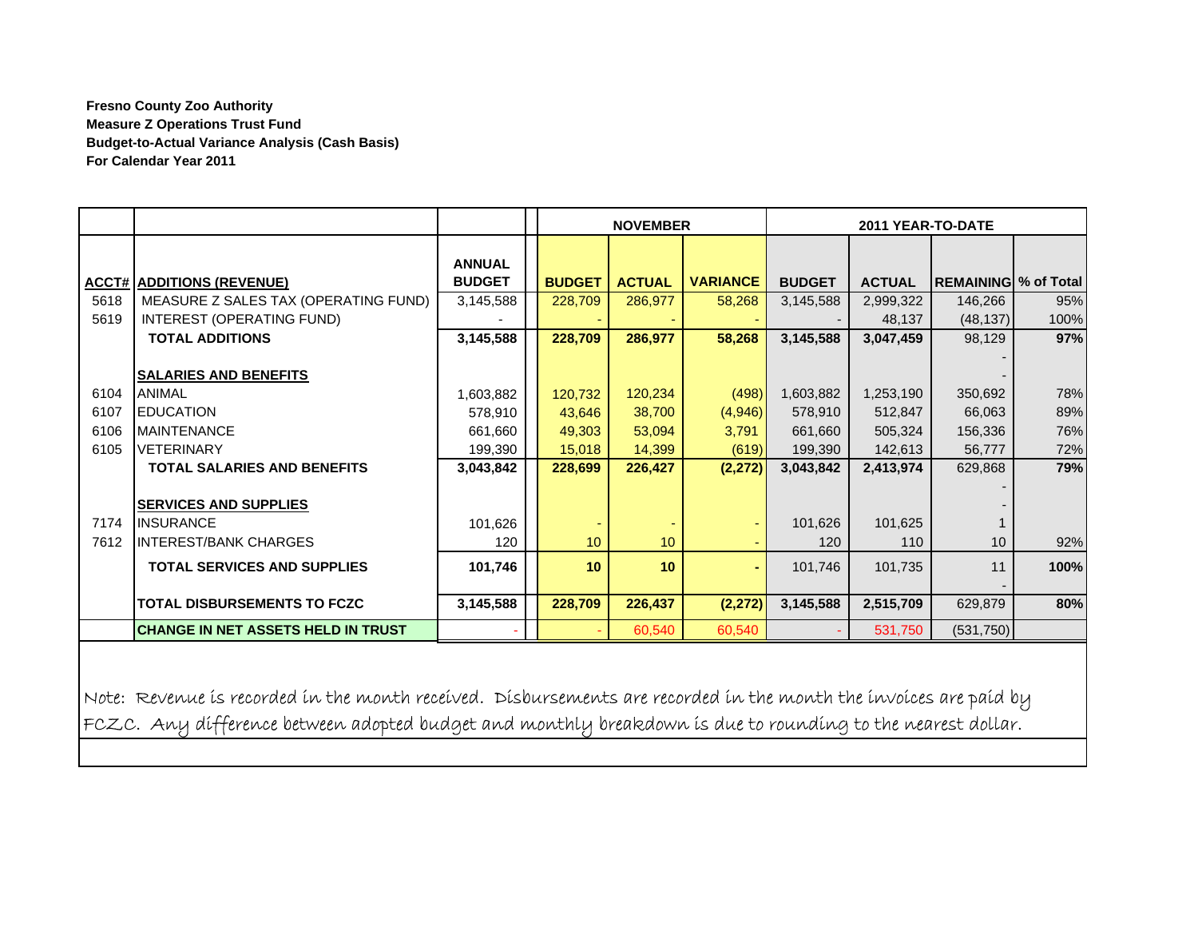**Fresno County Zoo Authority**
**Measure Z Operations Trust Fund**
**Budget-to-Actual Variance Analysis (Cash Basis)**
**For Calendar Year 2011**

| | | | NOVEMBER | | | 2011 YEAR-TO-DATE | | | |
|---|---|---|---|---|---|---|---|---|---|
| ACCT# | ADDITIONS (REVENUE) | ANNUAL BUDGET | BUDGET | ACTUAL | VARIANCE | BUDGET | ACTUAL | REMAINING | % of Total |
| 5618 | MEASURE Z SALES TAX (OPERATING FUND) | 3,145,588 | 228,709 | 286,977 | 58,268 | 3,145,588 | 2,999,322 | 146,266 | 95% |
| 5619 | INTEREST (OPERATING FUND) | - | - | - | - | - | 48,137 | (48,137) | 100% |
| | **TOTAL ADDITIONS** | **3,145,588** | **228,709** | **286,977** | **58,268** | **3,145,588** | **3,047,459** | 98,129 | **97%** |
| | | | | | | | | - | |
| | **SALARIES AND BENEFITS** | | | | | | | - | |
| 6104 | ANIMAL | 1,603,882 | 120,732 | 120,234 | (498) | 1,603,882 | 1,253,190 | 350,692 | 78% |
| 6107 | EDUCATION | 578,910 | 43,646 | 38,700 | (4,946) | 578,910 | 512,847 | 66,063 | 89% |
| 6106 | MAINTENANCE | 661,660 | 49,303 | 53,094 | 3,791 | 661,660 | 505,324 | 156,336 | 76% |
| 6105 | VETERINARY | 199,390 | 15,018 | 14,399 | (619) | 199,390 | 142,613 | 56,777 | 72% |
| | **TOTAL SALARIES AND BENEFITS** | **3,043,842** | **228,699** | **226,427** | **(2,272)** | **3,043,842** | **2,413,974** | 629,868 | **79%** |
| | | | | | | | | - | |
| | **SERVICES AND SUPPLIES** | | | | | | | - | |
| 7174 | INSURANCE | 101,626 | - | - | - | 101,626 | 101,625 | 1 | |
| 7612 | INTEREST/BANK CHARGES | 120 | 10 | 10 | - | 120 | 110 | 10 | 92% |
| | **TOTAL SERVICES AND SUPPLIES** | **101,746** | **10** | **10** | **-** | 101,746 | 101,735 | 11 | **100%** |
| | | | | | | | | - | |
| | **TOTAL DISBURSEMENTS TO FCZC** | **3,145,588** | **228,709** | **226,437** | **(2,272)** | **3,145,588** | **2,515,709** | 629,879 | **80%** |
| | **CHANGE IN NET ASSETS HELD IN TRUST** | - | - | 60,540 | 60,540 | - | 531,750 | (531,750) | |

Note: Revenue is recorded in the month received. Disbursements are recorded in the month the invoices are paid by FCZC. Any difference between adopted budget and monthly breakdown is due to rounding to the nearest dollar.